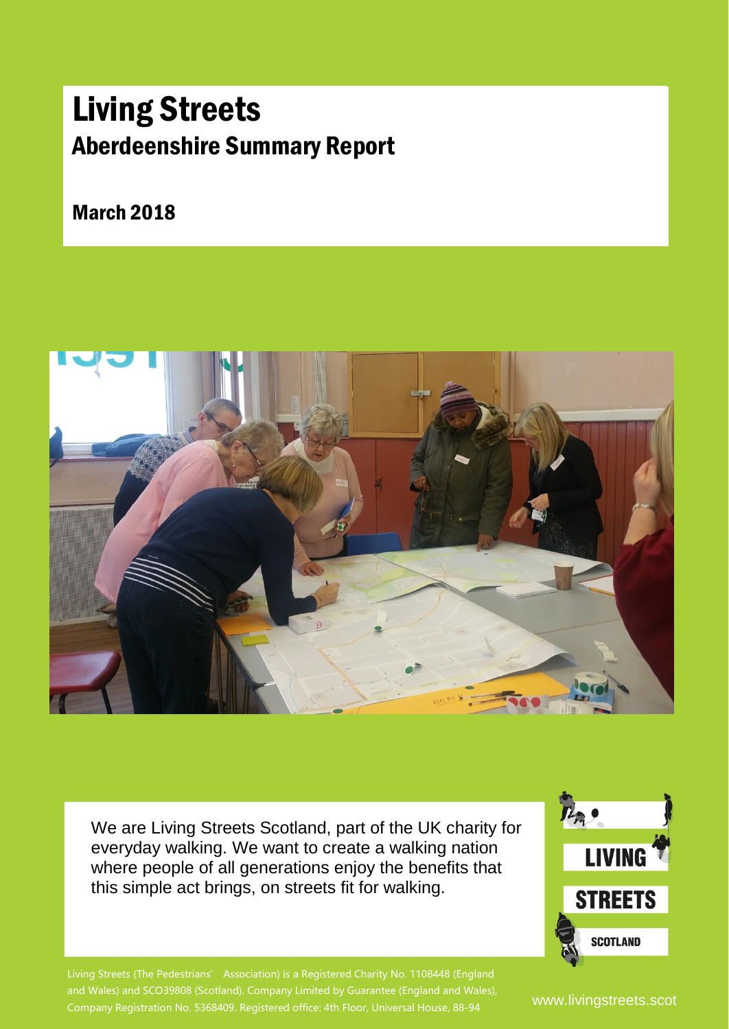# Living Streets

## Aberdeenshire Summary Report

**March 2018**

We are Living Streets Scotland, part of the UK charity for everyday walking. We want to create a walking nation where people of all generations enjoy the benefits that this simple act brings, on streets fit for walking.

LIVING STREETS SCOTLAND

Living Streets (The Pedestrians' Association) is a Registered Charity No. 1108448 (England and Wales) and SCO39808 (Scotland). Company Limited by Guarantee (England and Wales), Company Registration No. 5368409. Registered office: 4th Floor, Universal House, 88-94

www.livingstreets.scot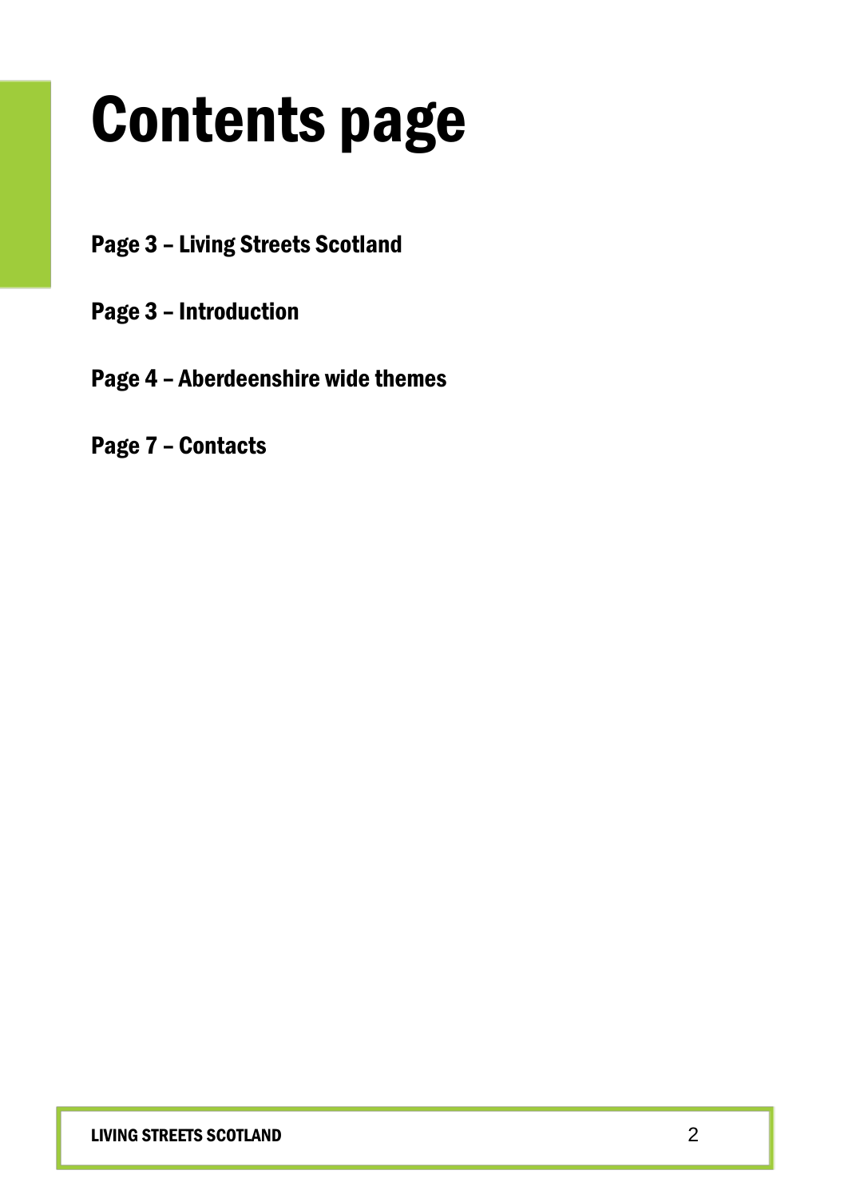# Contents page

**Page 3 – Living Streets Scotland**

**Page 3 – Introduction**

**Page 4 – Aberdeenshire wide themes**

**Page 7 – Contacts**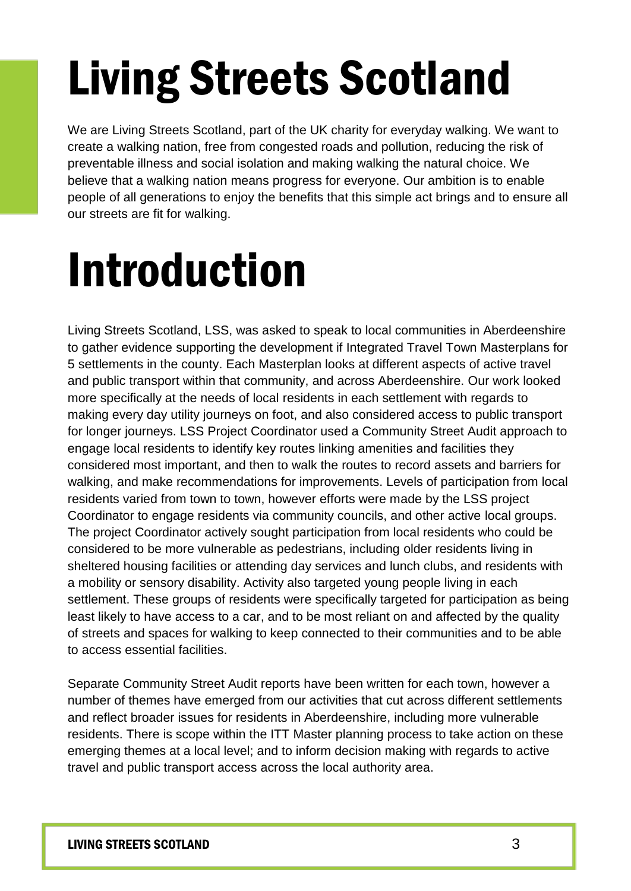# Living Streets Scotland

We are Living Streets Scotland, part of the UK charity for everyday walking. We want to create a walking nation, free from congested roads and pollution, reducing the risk of preventable illness and social isolation and making walking the natural choice. We believe that a walking nation means progress for everyone. Our ambition is to enable people of all generations to enjoy the benefits that this simple act brings and to ensure all our streets are fit for walking.

# Introduction

Living Streets Scotland, LSS, was asked to speak to local communities in Aberdeenshire to gather evidence supporting the development if Integrated Travel Town Masterplans for 5 settlements in the county. Each Masterplan looks at different aspects of active travel and public transport within that community, and across Aberdeenshire. Our work looked more specifically at the needs of local residents in each settlement with regards to making every day utility journeys on foot, and also considered access to public transport for longer journeys. LSS Project Coordinator used a Community Street Audit approach to engage local residents to identify key routes linking amenities and facilities they considered most important, and then to walk the routes to record assets and barriers for walking, and make recommendations for improvements. Levels of participation from local residents varied from town to town, however efforts were made by the LSS project Coordinator to engage residents via community councils, and other active local groups. The project Coordinator actively sought participation from local residents who could be considered to be more vulnerable as pedestrians, including older residents living in sheltered housing facilities or attending day services and lunch clubs, and residents with a mobility or sensory disability. Activity also targeted young people living in each settlement. These groups of residents were specifically targeted for participation as being least likely to have access to a car, and to be most reliant on and affected by the quality of streets and spaces for walking to keep connected to their communities and to be able to access essential facilities.

Separate Community Street Audit reports have been written for each town, however a number of themes have emerged from our activities that cut across different settlements and reflect broader issues for residents in Aberdeenshire, including more vulnerable residents. There is scope within the ITT Master planning process to take action on these emerging themes at a local level; and to inform decision making with regards to active travel and public transport access across the local authority area.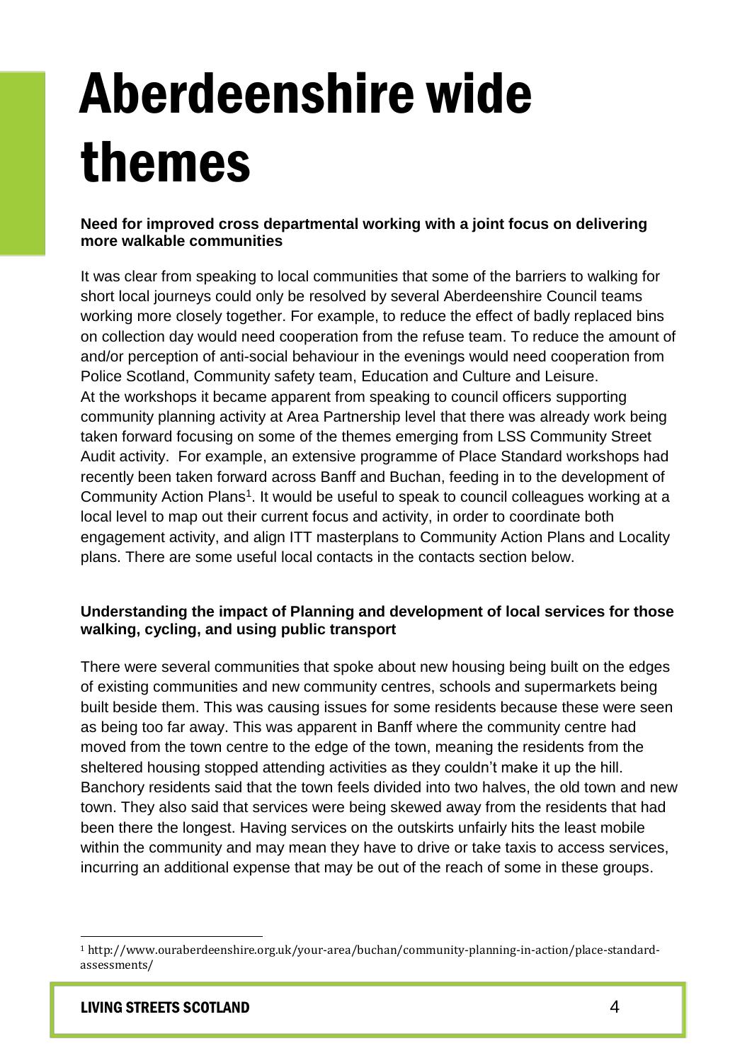# Aberdeenshire wide themes

**Need for improved cross departmental working with a joint focus on delivering more walkable communities**

It was clear from speaking to local communities that some of the barriers to walking for short local journeys could only be resolved by several Aberdeenshire Council teams working more closely together. For example, to reduce the effect of badly replaced bins on collection day would need cooperation from the refuse team. To reduce the amount of and/or perception of anti-social behaviour in the evenings would need cooperation from Police Scotland, Community safety team, Education and Culture and Leisure.
At the workshops it became apparent from speaking to council officers supporting community planning activity at Area Partnership level that there was already work being taken forward focusing on some of the themes emerging from LSS Community Street Audit activity. For example, an extensive programme of Place Standard workshops had recently been taken forward across Banff and Buchan, feeding in to the development of Community Action Plans[1]. It would be useful to speak to council colleagues working at a local level to map out their current focus and activity, in order to coordinate both engagement activity, and align ITT masterplans to Community Action Plans and Locality plans. There are some useful local contacts in the contacts section below.

**Understanding the impact of Planning and development of local services for those walking, cycling, and using public transport**

There were several communities that spoke about new housing being built on the edges of existing communities and new community centres, schools and supermarkets being built beside them. This was causing issues for some residents because these were seen as being too far away. This was apparent in Banff where the community centre had moved from the town centre to the edge of the town, meaning the residents from the sheltered housing stopped attending activities as they couldn't make it up the hill. Banchory residents said that the town feels divided into two halves, the old town and new town. They also said that services were being skewed away from the residents that had been there the longest. Having services on the outskirts unfairly hits the least mobile within the community and may mean they have to drive or take taxis to access services, incurring an additional expense that may be out of the reach of some in these groups.

[1] http://www.ouraberdeenshire.org.uk/your-area/buchan/community-planning-in-action/place-standard-assessments/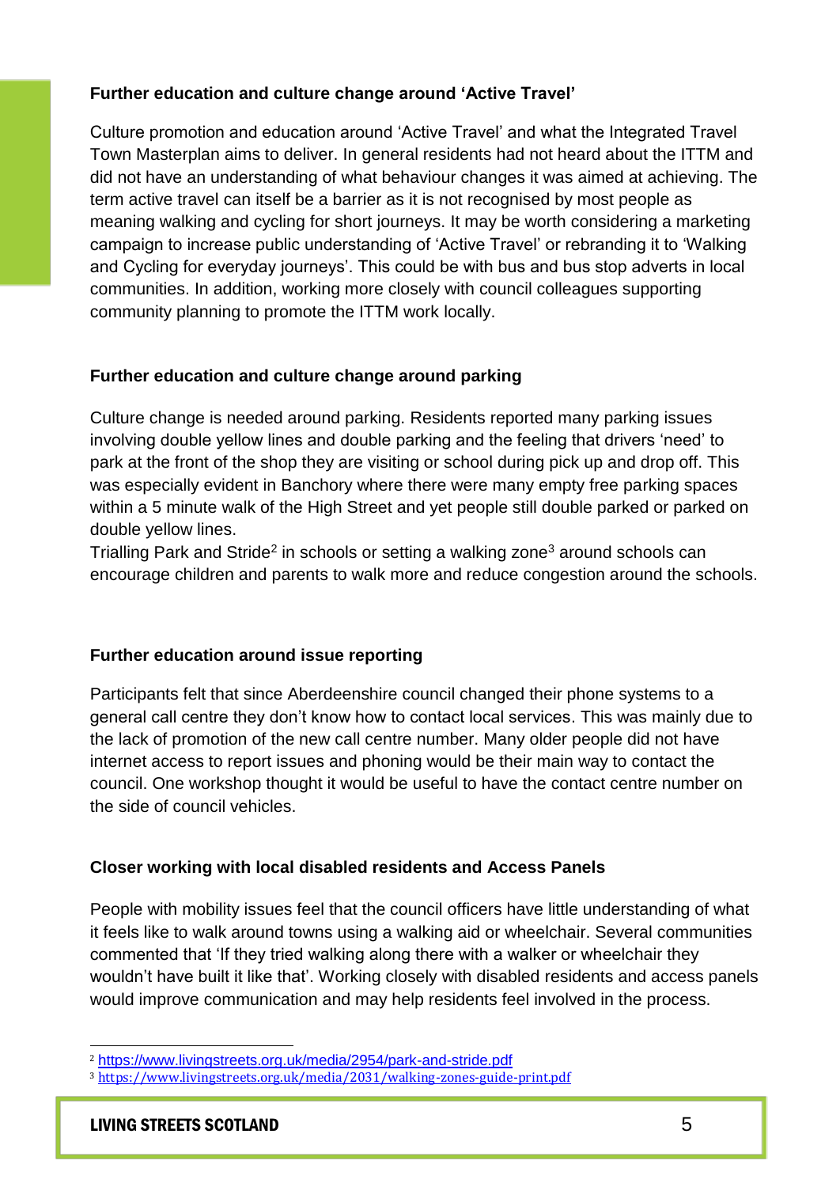### Further education and culture change around 'Active Travel'

Culture promotion and education around 'Active Travel' and what the Integrated Travel Town Masterplan aims to deliver. In general residents had not heard about the ITTM and did not have an understanding of what behaviour changes it was aimed at achieving. The term active travel can itself be a barrier as it is not recognised by most people as meaning walking and cycling for short journeys. It may be worth considering a marketing campaign to increase public understanding of 'Active Travel' or rebranding it to 'Walking and Cycling for everyday journeys'. This could be with bus and bus stop adverts in local communities. In addition, working more closely with council colleagues supporting community planning to promote the ITTM work locally.

### Further education and culture change around parking

Culture change is needed around parking. Residents reported many parking issues involving double yellow lines and double parking and the feeling that drivers 'need' to park at the front of the shop they are visiting or school during pick up and drop off. This was especially evident in Banchory where there were many empty free parking spaces within a 5 minute walk of the High Street and yet people still double parked or parked on double yellow lines.

Trialling Park and Stride[2] in schools or setting a walking zone[3] around schools can encourage children and parents to walk more and reduce congestion around the schools.

### Further education around issue reporting

Participants felt that since Aberdeenshire council changed their phone systems to a general call centre they don't know how to contact local services. This was mainly due to the lack of promotion of the new call centre number. Many older people did not have internet access to report issues and phoning would be their main way to contact the council. One workshop thought it would be useful to have the contact centre number on the side of council vehicles.

### Closer working with local disabled residents and Access Panels

People with mobility issues feel that the council officers have little understanding of what it feels like to walk around towns using a walking aid or wheelchair. Several communities commented that 'If they tried walking along there with a walker or wheelchair they wouldn't have built it like that'. Working closely with disabled residents and access panels would improve communication and may help residents feel involved in the process.

---

[2] https://www.livingstreets.org.uk/media/2954/park-and-stride.pdf

[3] https://www.livingstreets.org.uk/media/2031/walking-zones-guide-print.pdf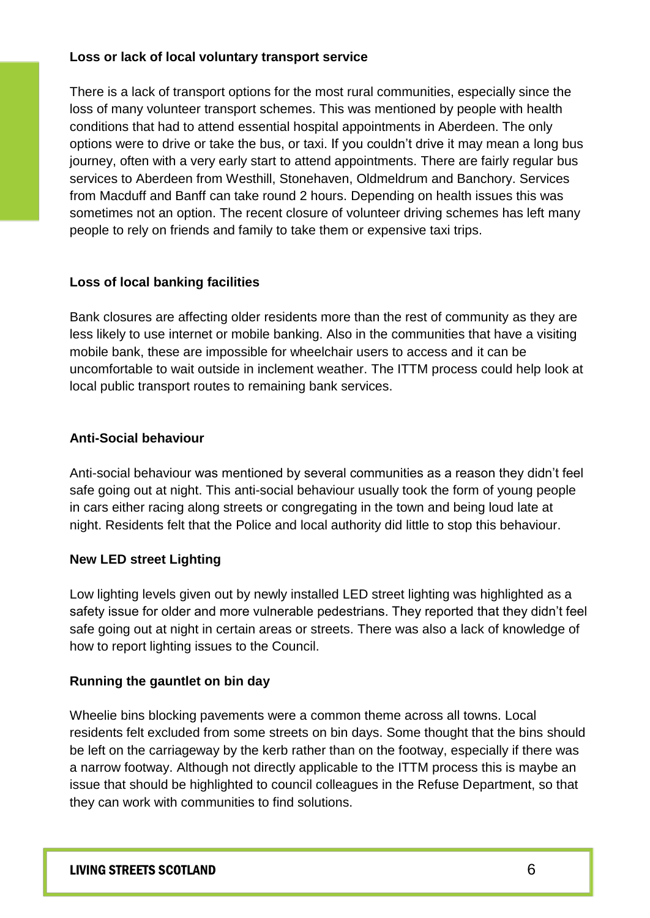**Loss or lack of local voluntary transport service**

There is a lack of transport options for the most rural communities, especially since the loss of many volunteer transport schemes. This was mentioned by people with health conditions that had to attend essential hospital appointments in Aberdeen. The only options were to drive or take the bus, or taxi. If you couldn't drive it may mean a long bus journey, often with a very early start to attend appointments. There are fairly regular bus services to Aberdeen from Westhill, Stonehaven, Oldmeldrum and Banchory. Services from Macduff and Banff can take round 2 hours. Depending on health issues this was sometimes not an option. The recent closure of volunteer driving schemes has left many people to rely on friends and family to take them or expensive taxi trips.

**Loss of local banking facilities**

Bank closures are affecting older residents more than the rest of community as they are less likely to use internet or mobile banking. Also in the communities that have a visiting mobile bank, these are impossible for wheelchair users to access and it can be uncomfortable to wait outside in inclement weather. The ITTM process could help look at local public transport routes to remaining bank services.

**Anti-Social behaviour**

Anti-social behaviour was mentioned by several communities as a reason they didn't feel safe going out at night. This anti-social behaviour usually took the form of young people in cars either racing along streets or congregating in the town and being loud late at night. Residents felt that the Police and local authority did little to stop this behaviour.

**New LED street Lighting**

Low lighting levels given out by newly installed LED street lighting was highlighted as a safety issue for older and more vulnerable pedestrians. They reported that they didn't feel safe going out at night in certain areas or streets. There was also a lack of knowledge of how to report lighting issues to the Council.

**Running the gauntlet on bin day**

Wheelie bins blocking pavements were a common theme across all towns. Local residents felt excluded from some streets on bin days. Some thought that the bins should be left on the carriageway by the kerb rather than on the footway, especially if there was a narrow footway. Although not directly applicable to the ITTM process this is maybe an issue that should be highlighted to council colleagues in the Refuse Department, so that they can work with communities to find solutions.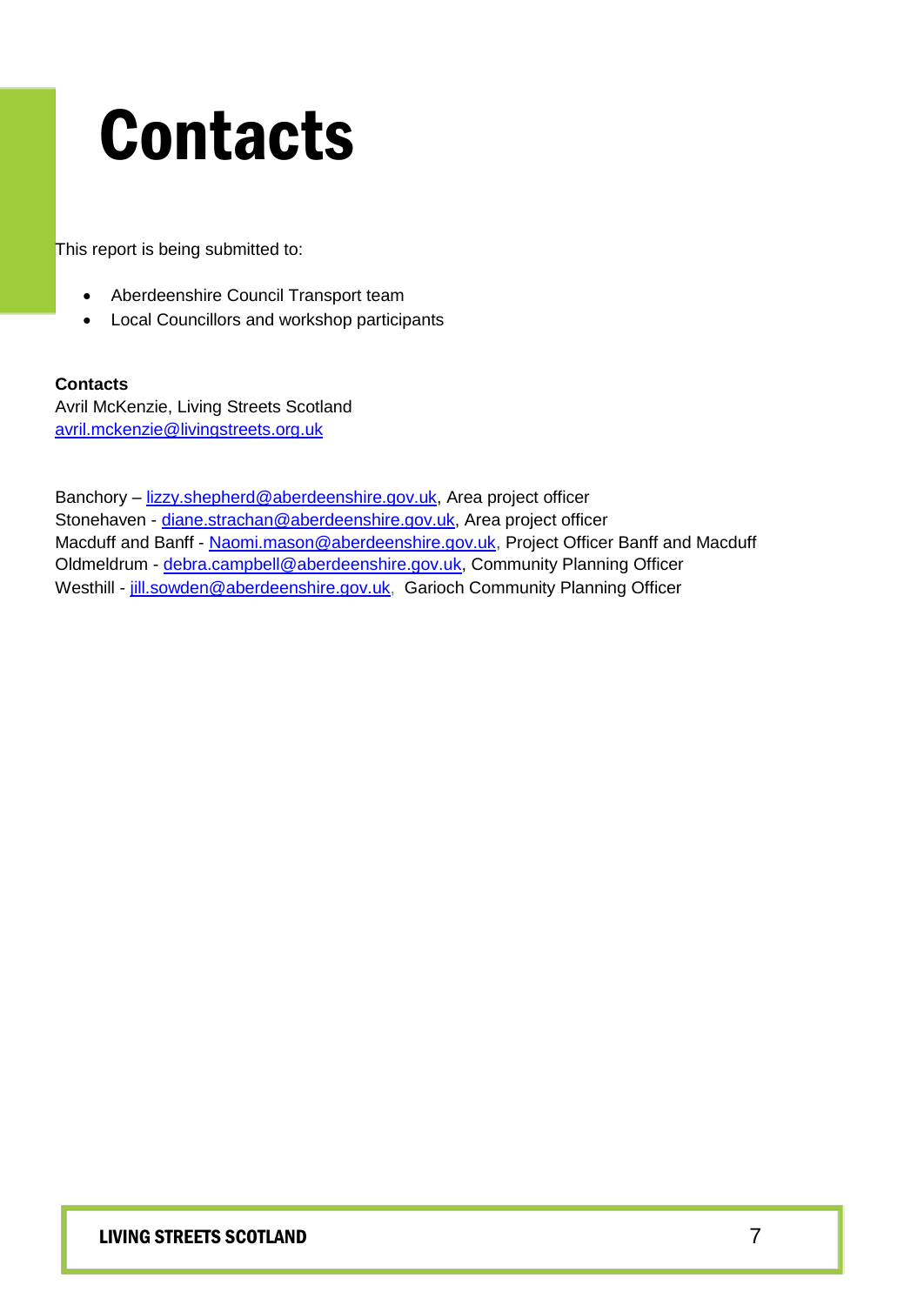# Contacts

This report is being submitted to:

- Aberdeenshire Council Transport team
- Local Councillors and workshop participants

**Contacts**
Avril McKenzie, Living Streets Scotland
avril.mckenzie@livingstreets.org.uk

Banchory – lizzy.shepherd@aberdeenshire.gov.uk, Area project officer
Stonehaven - diane.strachan@aberdeenshire.gov.uk, Area project officer
Macduff and Banff - Naomi.mason@aberdeenshire.gov.uk, Project Officer Banff and Macduff
Oldmeldrum - debra.campbell@aberdeenshire.gov.uk, Community Planning Officer
Westhill - jill.sowden@aberdeenshire.gov.uk, Garioch Community Planning Officer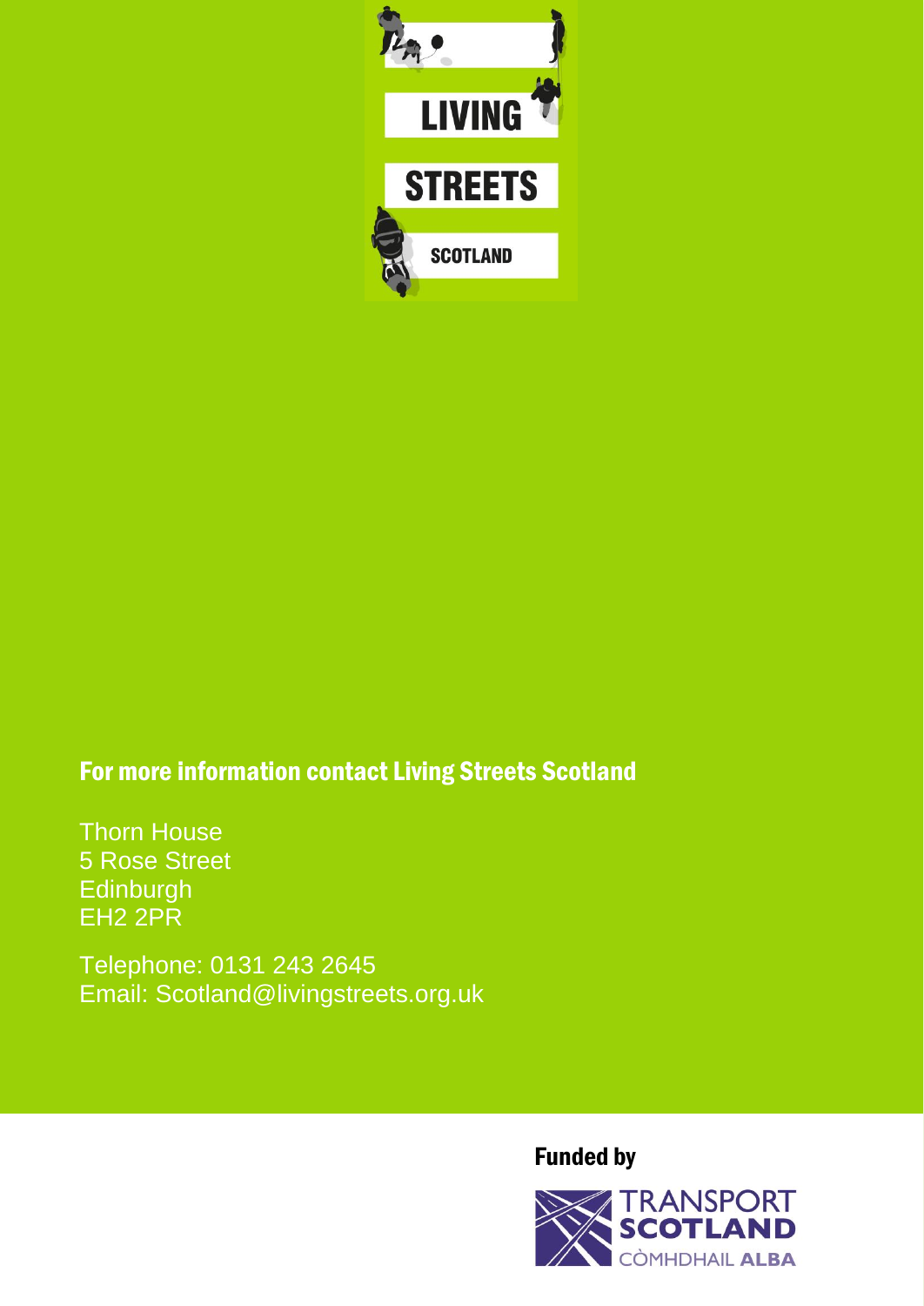LIVING STREETS SCOTLAND

**For more information contact Living Streets Scotland**

Thorn House
5 Rose Street
Edinburgh
EH2 2PR

Telephone: 0131 243 2645
Email: Scotland@livingstreets.org.uk

**Funded by**

TRANSPORT SCOTLAND
CÒMHDHAIL ALBA